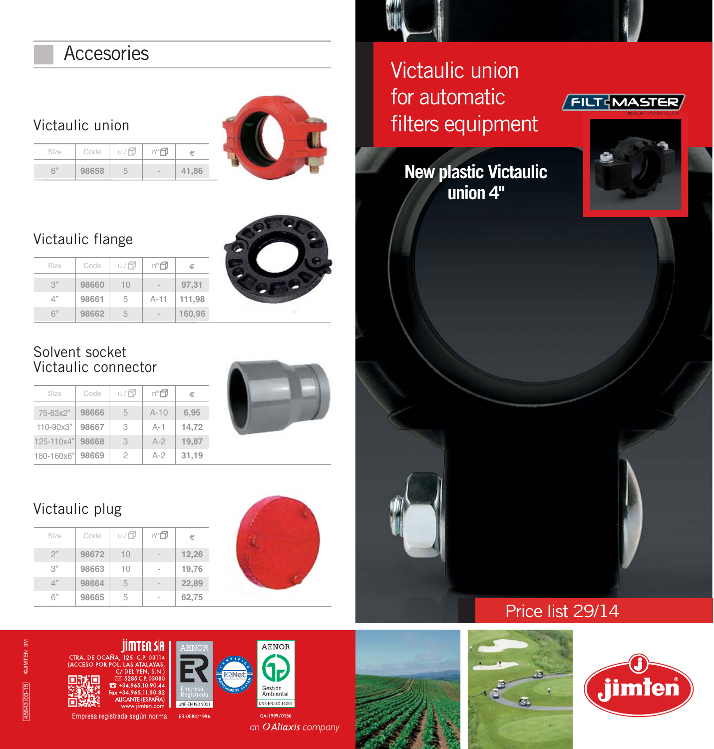# Accesories

## Victaulic union

| Size | Code | u./ | nº | € |
|---|---|---|---|---|
| 6" | 98658 | 5 | - | 41,86 |

## Victaulic flange

| Size | Code | u./ | nº | € |
|---|---|---|---|---|
| 3" | 98660 | 10 | - | 97,31 |
| 4" | 98661 | 5 | A-11 | 111,98 |
| 6" | 98662 | 5 | - | 160,96 |

## Solvent socket Victaulic connector

| Size | Code | u./ | nº | € |
|---|---|---|---|---|
| 75-63x2" | 98666 | 5 | A-10 | 6,95 |
| 110-90x3" | 98667 | 3 | A-1 | 14,72 |
| 125-110x4" | 98668 | 3 | A-2 | 19,87 |
| 180-160x6" | 98669 | 2 | A-2 | 31,19 |

## Victaulic plug

| Size | Code | u./ | nº | € |
|---|---|---|---|---|
| 2" | 98672 | 10 | - | 12,26 |
| 3" | 98663 | 10 | - | 19,76 |
| 4" | 98664 | 5 | - | 22,89 |
| 6" | 98665 | 5 | - | 62,75 |

# Victaulic union for automatic filters equipment

FILT MASTER

MODULAR SYSTEM FILTER

**New plastic Victaulic union 4"**

Price list 29/14

jimten, s.a

CTRA. DE OCAÑA, 125. C.P. 03114 (ACCESO POR POL. LAS ATALAYAS, C/ DEL YEN, S.N.)

5285 C.P. 03080

+34.965.10.90.44

Fax +34.965.11.50.82

ALICANTE (ESPAÑA)

www.jimten.com

Empresa registrada según norma

AENOR Empresa Registrada UNE-EN ISO 9001 ER-0084/1996

IQNet

AENOR Gestión Ambiental UNE-EN ISO 14001 GA-1999/0156

an Aliaxis company

jimten

45843|03-15| ©JIMTEN 3M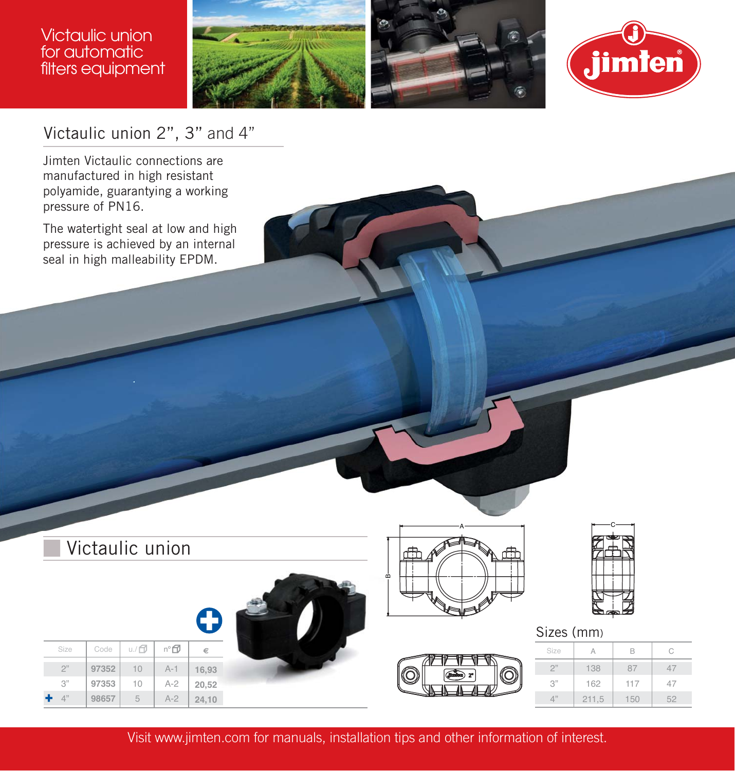Victaulic union for automatic filters equipment

## Victaulic union 2", 3" and 4"

Jimten Victaulic connections are manufactured in high resistant polyamide, guarantying a working pressure of PN16.

The watertight seal at low and high pressure is achieved by an internal seal in high malleability EPDM.

## Victaulic union

| Size | Code | u./ | n° | € |
|---|---|---|---|---|
| 2" | 97352 | 10 | A-1 | 16,93 |
| 3" | 97353 | 10 | A-2 | 20,52 |
| + 4" | 98657 | 5 | A-2 | 24,10 |

### Sizes (mm)

| Size | A | B | C |
|---|---|---|---|
| 2" | 138 | 87 | 47 |
| 3" | 162 | 117 | 47 |
| 4" | 211,5 | 150 | 52 |

Visit www.jimten.com for manuals, installation tips and other information of interest.